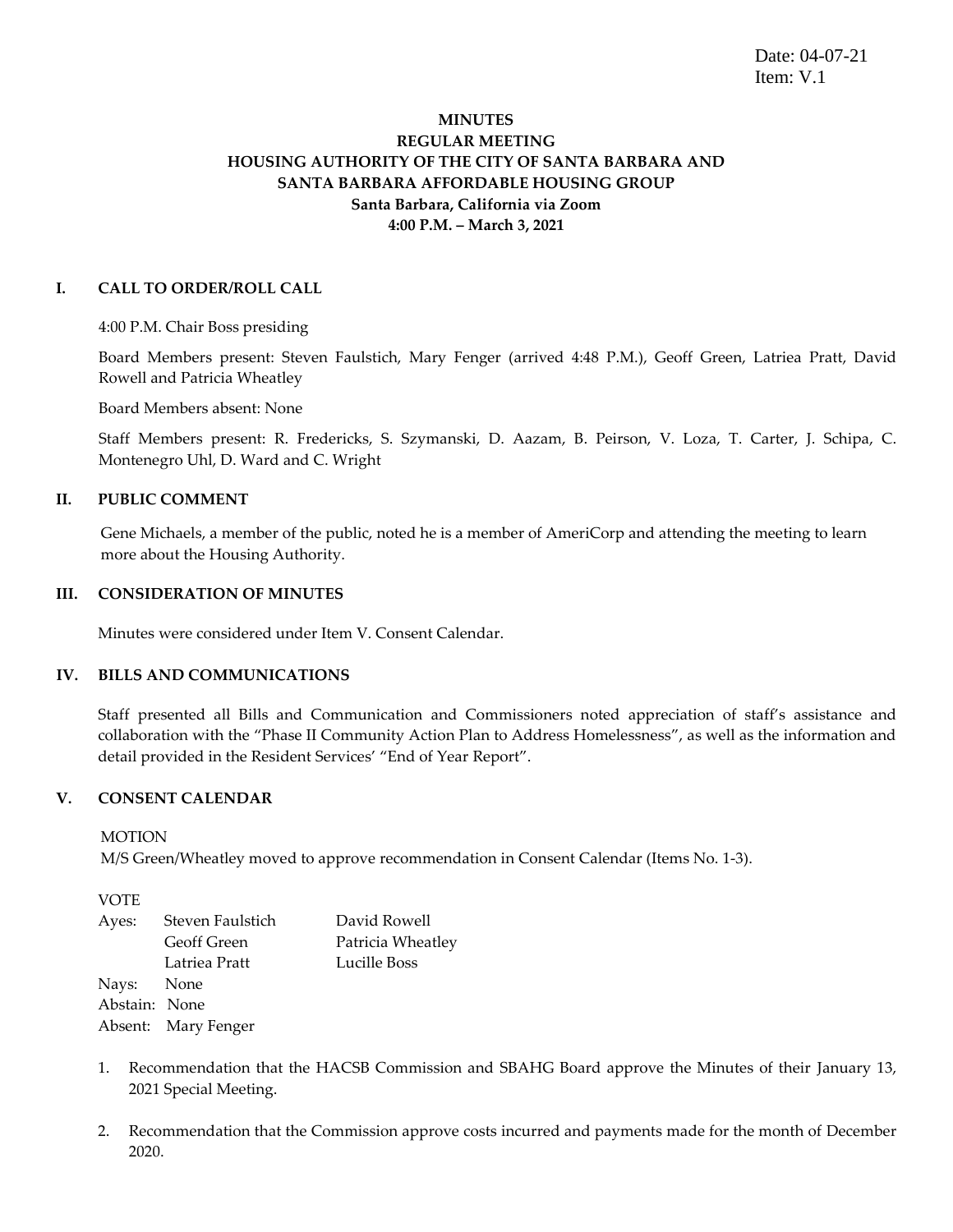Date: 04-07-21
Item: V.1

**MINUTES**
**REGULAR MEETING**
**HOUSING AUTHORITY OF THE CITY OF SANTA BARBARA AND**
**SANTA BARBARA AFFORDABLE HOUSING GROUP**
**Santa Barbara, California via Zoom**
**4:00 P.M. – March 3, 2021**

## I. CALL TO ORDER/ROLL CALL

4:00 P.M. Chair Boss presiding

Board Members present: Steven Faulstich, Mary Fenger (arrived 4:48 P.M.), Geoff Green, Latriea Pratt, David Rowell and Patricia Wheatley

Board Members absent: None

Staff Members present: R. Fredericks, S. Szymanski, D. Aazam, B. Peirson, V. Loza, T. Carter, J. Schipa, C. Montenegro Uhl, D. Ward and C. Wright

## II. PUBLIC COMMENT

Gene Michaels, a member of the public, noted he is a member of AmeriCorp and attending the meeting to learn more about the Housing Authority.

## III. CONSIDERATION OF MINUTES

Minutes were considered under Item V. Consent Calendar.

## IV. BILLS AND COMMUNICATIONS

Staff presented all Bills and Communication and Commissioners noted appreciation of staff's assistance and collaboration with the "Phase II Community Action Plan to Address Homelessness", as well as the information and detail provided in the Resident Services' "End of Year Report".

## V. CONSENT CALENDAR

MOTION
M/S Green/Wheatley moved to approve recommendation in Consent Calendar (Items No. 1-3).

VOTE

| | | |
|---|---|---|
| Ayes: | Steven Faulstich | David Rowell |
| | Geoff Green | Patricia Wheatley |
| | Latriea Pratt | Lucille Boss |
| Nays: | None | |
| Abstain: | None | |
| Absent: | Mary Fenger | |

1. Recommendation that the HACSB Commission and SBAHG Board approve the Minutes of their January 13, 2021 Special Meeting.

2. Recommendation that the Commission approve costs incurred and payments made for the month of December 2020.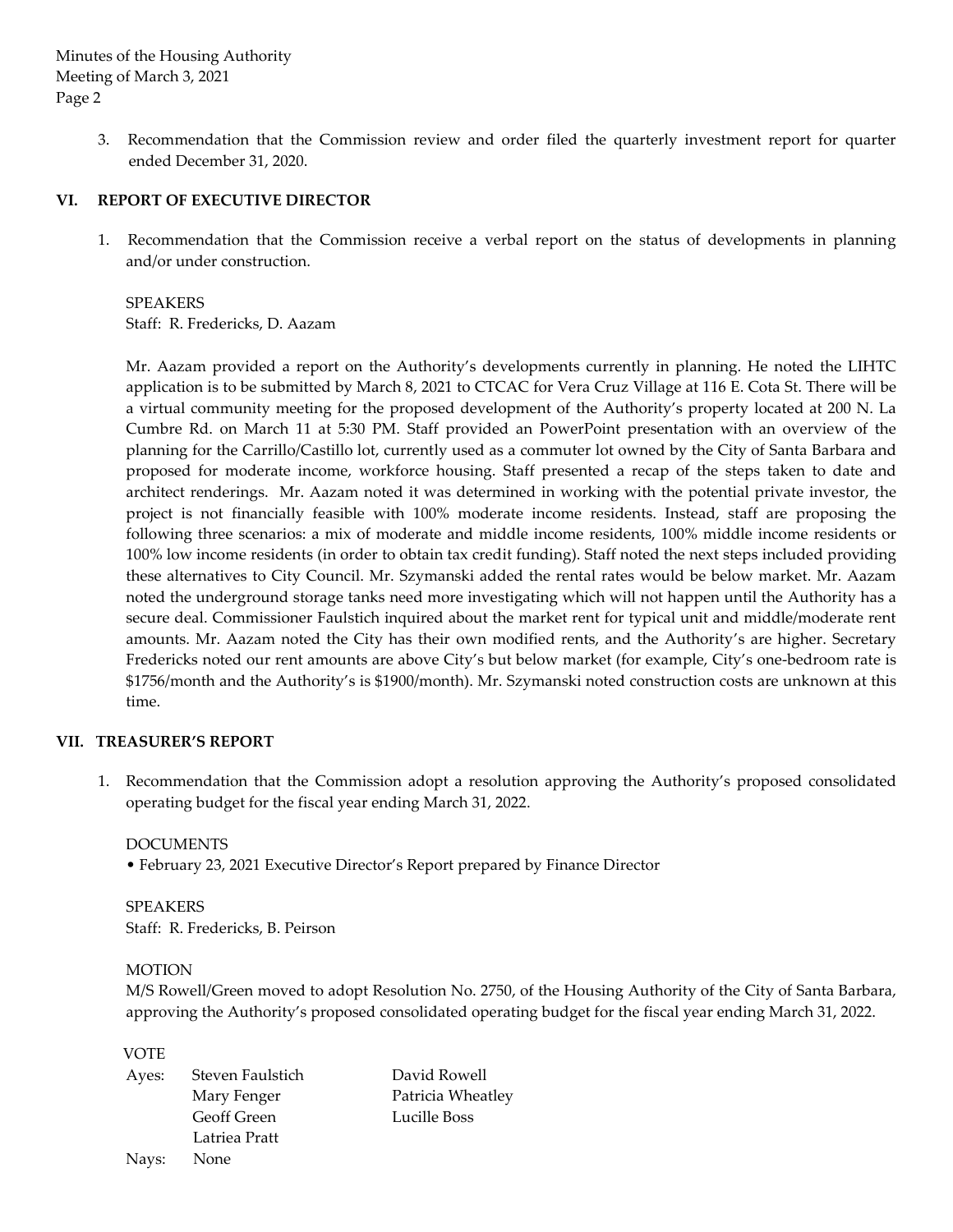3. Recommendation that the Commission review and order filed the quarterly investment report for quarter ended December 31, 2020.

## VI. REPORT OF EXECUTIVE DIRECTOR

1. Recommendation that the Commission receive a verbal report on the status of developments in planning and/or under construction.

   SPEAKERS
   Staff: R. Fredericks, D. Aazam

   Mr. Aazam provided a report on the Authority's developments currently in planning. He noted the LIHTC application is to be submitted by March 8, 2021 to CTCAC for Vera Cruz Village at 116 E. Cota St. There will be a virtual community meeting for the proposed development of the Authority's property located at 200 N. La Cumbre Rd. on March 11 at 5:30 PM. Staff provided an PowerPoint presentation with an overview of the planning for the Carrillo/Castillo lot, currently used as a commuter lot owned by the City of Santa Barbara and proposed for moderate income, workforce housing. Staff presented a recap of the steps taken to date and architect renderings. Mr. Aazam noted it was determined in working with the potential private investor, the project is not financially feasible with 100% moderate income residents. Instead, staff are proposing the following three scenarios: a mix of moderate and middle income residents, 100% middle income residents or 100% low income residents (in order to obtain tax credit funding). Staff noted the next steps included providing these alternatives to City Council. Mr. Szymanski added the rental rates would be below market. Mr. Aazam noted the underground storage tanks need more investigating which will not happen until the Authority has a secure deal. Commissioner Faulstich inquired about the market rent for typical unit and middle/moderate rent amounts. Mr. Aazam noted the City has their own modified rents, and the Authority's are higher. Secretary Fredericks noted our rent amounts are above City's but below market (for example, City's one-bedroom rate is $1756/month and the Authority's is $1900/month). Mr. Szymanski noted construction costs are unknown at this time.

## VII. TREASURER'S REPORT

1. Recommendation that the Commission adopt a resolution approving the Authority's proposed consolidated operating budget for the fiscal year ending March 31, 2022.

   DOCUMENTS
   • February 23, 2021 Executive Director's Report prepared by Finance Director

   SPEAKERS
   Staff: R. Fredericks, B. Peirson

   MOTION
   M/S Rowell/Green moved to adopt Resolution No. 2750, of the Housing Authority of the City of Santa Barbara, approving the Authority's proposed consolidated operating budget for the fiscal year ending March 31, 2022.

   VOTE

   | | | |
   |---|---|---|
   | Ayes: | Steven Faulstich | David Rowell |
   | | Mary Fenger | Patricia Wheatley |
   | | Geoff Green | Lucille Boss |
   | | Latriea Pratt | |
   | Nays: | None | |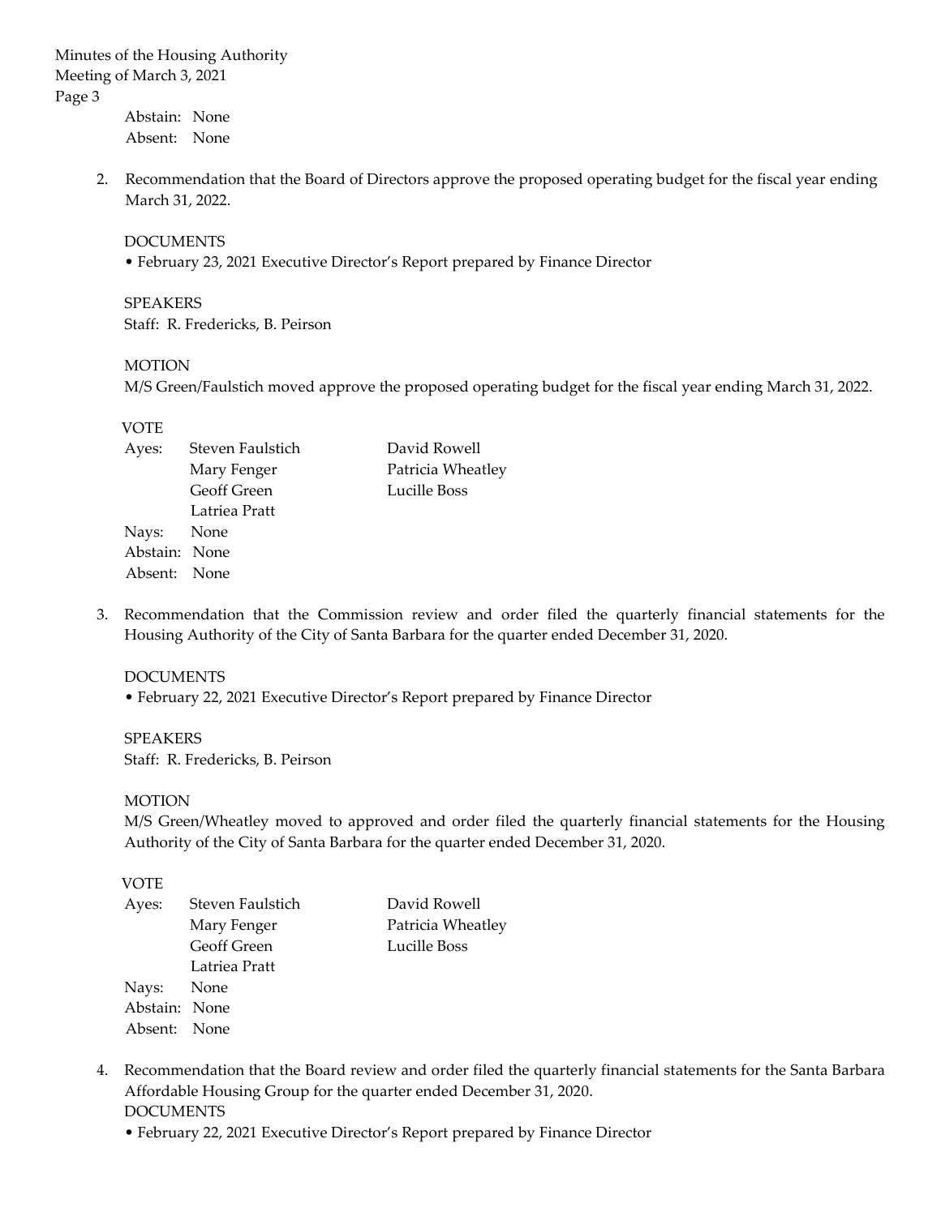Abstain: None
Absent: None

2. Recommendation that the Board of Directors approve the proposed operating budget for the fiscal year ending March 31, 2022.

   DOCUMENTS
   • February 23, 2021 Executive Director's Report prepared by Finance Director

   SPEAKERS
   Staff: R. Fredericks, B. Peirson

   MOTION
   M/S Green/Faulstich moved approve the proposed operating budget for the fiscal year ending March 31, 2022.

   VOTE
   Ayes: Steven Faulstich, Mary Fenger, Geoff Green, Latriea Pratt, David Rowell, Patricia Wheatley, Lucille Boss
   Nays: None
   Abstain: None
   Absent: None

3. Recommendation that the Commission review and order filed the quarterly financial statements for the Housing Authority of the City of Santa Barbara for the quarter ended December 31, 2020.

   DOCUMENTS
   • February 22, 2021 Executive Director's Report prepared by Finance Director

   SPEAKERS
   Staff: R. Fredericks, B. Peirson

   MOTION
   M/S Green/Wheatley moved to approved and order filed the quarterly financial statements for the Housing Authority of the City of Santa Barbara for the quarter ended December 31, 2020.

   VOTE
   Ayes: Steven Faulstich, Mary Fenger, Geoff Green, Latriea Pratt, David Rowell, Patricia Wheatley, Lucille Boss
   Nays: None
   Abstain: None
   Absent: None

4. Recommendation that the Board review and order filed the quarterly financial statements for the Santa Barbara Affordable Housing Group for the quarter ended December 31, 2020.
   DOCUMENTS
   • February 22, 2021 Executive Director's Report prepared by Finance Director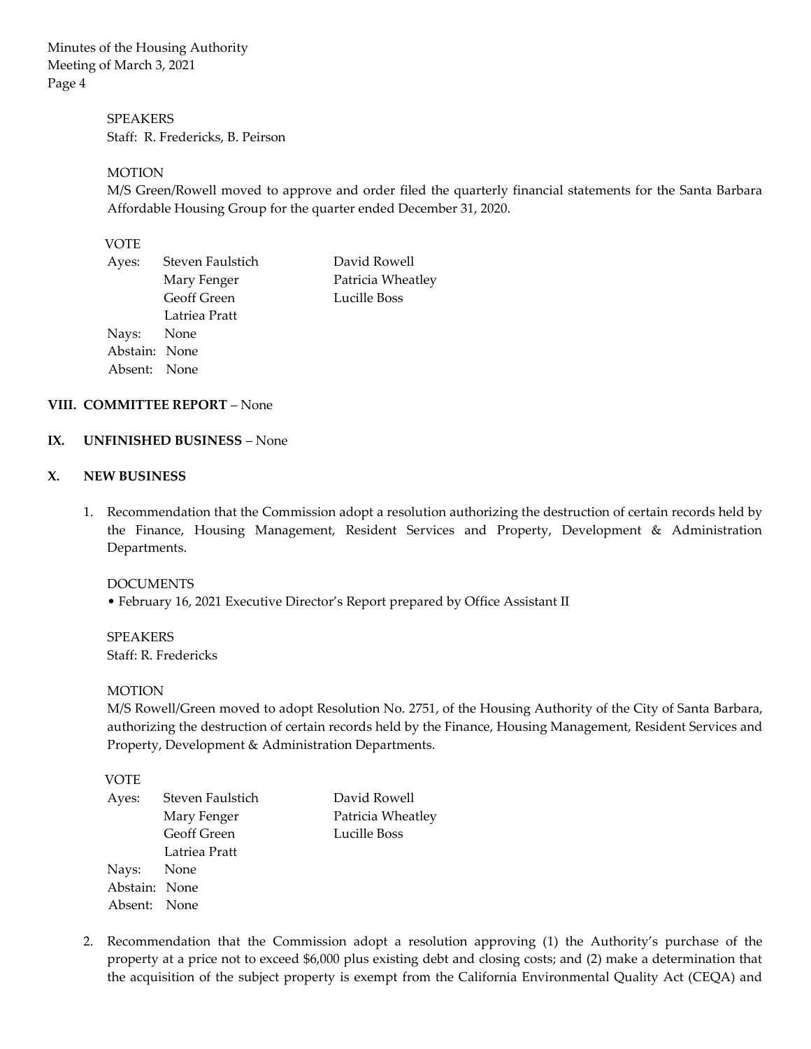SPEAKERS
Staff: R. Fredericks, B. Peirson

MOTION
M/S Green/Rowell moved to approve and order filed the quarterly financial statements for the Santa Barbara Affordable Housing Group for the quarter ended December 31, 2020.

VOTE

| | | |
|---|---|---|
| Ayes: | Steven Faulstich | David Rowell |
| | Mary Fenger | Patricia Wheatley |
| | Geoff Green | Lucille Boss |
| | Latriea Pratt | |
| Nays: | None | |
| Abstain: | None | |
| Absent: | None | |

**VIII. COMMITTEE REPORT** – None

**IX. UNFINISHED BUSINESS** – None

**X. NEW BUSINESS**

1. Recommendation that the Commission adopt a resolution authorizing the destruction of certain records held by the Finance, Housing Management, Resident Services and Property, Development & Administration Departments.

   DOCUMENTS
   • February 16, 2021 Executive Director's Report prepared by Office Assistant II

   SPEAKERS
   Staff: R. Fredericks

   MOTION
   M/S Rowell/Green moved to adopt Resolution No. 2751, of the Housing Authority of the City of Santa Barbara, authorizing the destruction of certain records held by the Finance, Housing Management, Resident Services and Property, Development & Administration Departments.

   VOTE

   | | | |
   |---|---|---|
   | Ayes: | Steven Faulstich | David Rowell |
   | | Mary Fenger | Patricia Wheatley |
   | | Geoff Green | Lucille Boss |
   | | Latriea Pratt | |
   | Nays: | None | |
   | Abstain: | None | |
   | Absent: | None | |

2. Recommendation that the Commission adopt a resolution approving (1) the Authority's purchase of the property at a price not to exceed $6,000 plus existing debt and closing costs; and (2) make a determination that the acquisition of the subject property is exempt from the California Environmental Quality Act (CEQA) and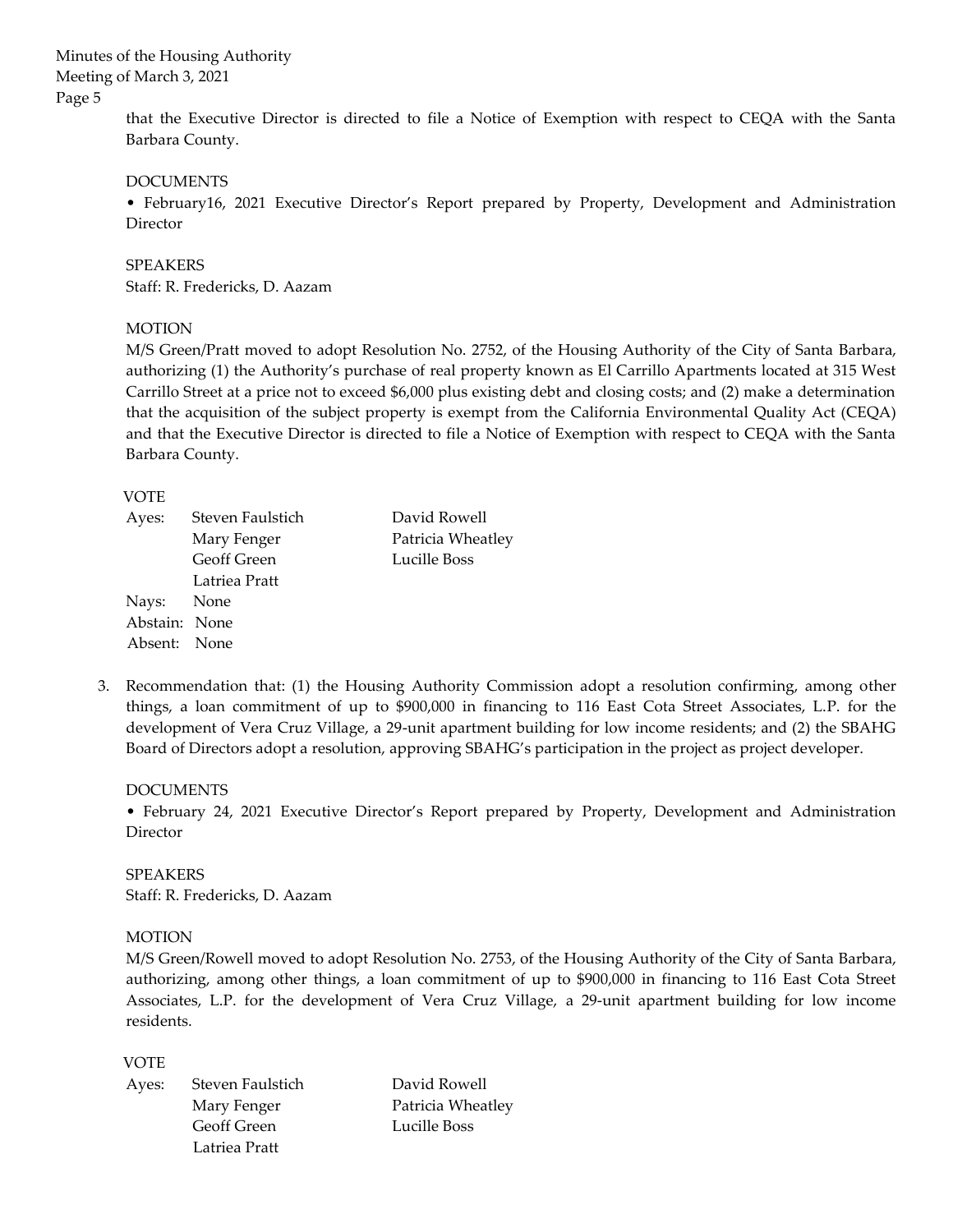that the Executive Director is directed to file a Notice of Exemption with respect to CEQA with the Santa Barbara County.

DOCUMENTS

• February16, 2021 Executive Director's Report prepared by Property, Development and Administration Director

SPEAKERS

Staff: R. Fredericks, D. Aazam

MOTION

M/S Green/Pratt moved to adopt Resolution No. 2752, of the Housing Authority of the City of Santa Barbara, authorizing (1) the Authority's purchase of real property known as El Carrillo Apartments located at 315 West Carrillo Street at a price not to exceed $6,000 plus existing debt and closing costs; and (2) make a determination that the acquisition of the subject property is exempt from the California Environmental Quality Act (CEQA) and that the Executive Director is directed to file a Notice of Exemption with respect to CEQA with the Santa Barbara County.

VOTE

Ayes: Steven Faulstich, Mary Fenger, Geoff Green, Latriea Pratt, David Rowell, Patricia Wheatley, Lucille Boss

Nays: None

Abstain: None

Absent: None

3. Recommendation that: (1) the Housing Authority Commission adopt a resolution confirming, among other things, a loan commitment of up to $900,000 in financing to 116 East Cota Street Associates, L.P. for the development of Vera Cruz Village, a 29-unit apartment building for low income residents; and (2) the SBAHG Board of Directors adopt a resolution, approving SBAHG's participation in the project as project developer.

DOCUMENTS

• February 24, 2021 Executive Director's Report prepared by Property, Development and Administration Director

SPEAKERS

Staff: R. Fredericks, D. Aazam

MOTION

M/S Green/Rowell moved to adopt Resolution No. 2753, of the Housing Authority of the City of Santa Barbara, authorizing, among other things, a loan commitment of up to $900,000 in financing to 116 East Cota Street Associates, L.P. for the development of Vera Cruz Village, a 29-unit apartment building for low income residents.

VOTE

Ayes: Steven Faulstich, Mary Fenger, Geoff Green, Latriea Pratt, David Rowell, Patricia Wheatley, Lucille Boss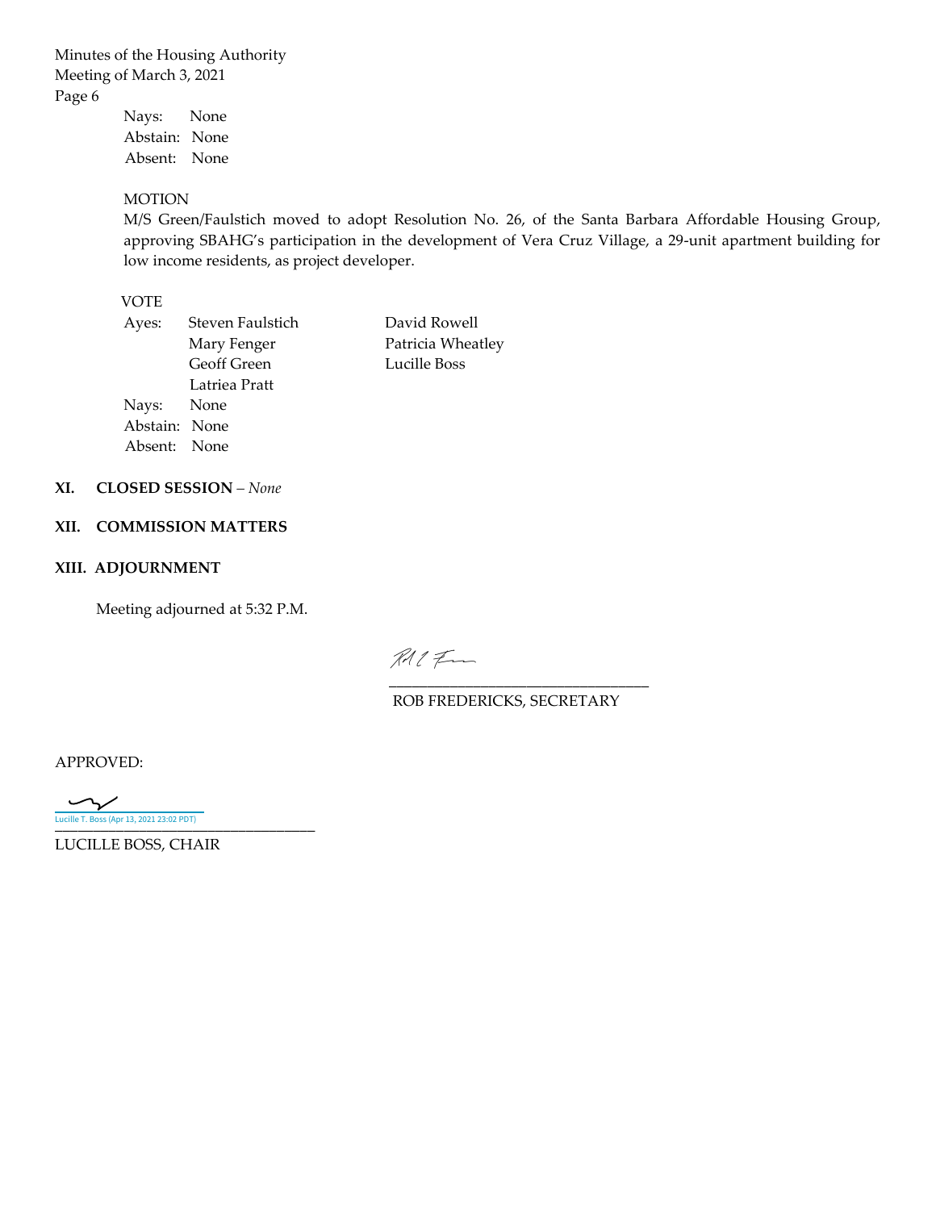Nays: None
Abstain: None
Absent: None

MOTION

M/S Green/Faulstich moved to adopt Resolution No. 26, of the Santa Barbara Affordable Housing Group, approving SBAHG's participation in the development of Vera Cruz Village, a 29-unit apartment building for low income residents, as project developer.

VOTE

Ayes: Steven Faulstich, Mary Fenger, Geoff Green, Latriea Pratt, David Rowell, Patricia Wheatley, Lucille Boss
Nays: None
Abstain: None
Absent: None

**XI. CLOSED SESSION** – *None*

**XII. COMMISSION MATTERS**

**XIII. ADJOURNMENT**

Meeting adjourned at 5:32 P.M.

______________________________
ROB FREDERICKS, SECRETARY

APPROVED:

Lucille T. Boss (Apr 13, 2021 23:02 PDT)
______________________________
LUCILLE BOSS, CHAIR